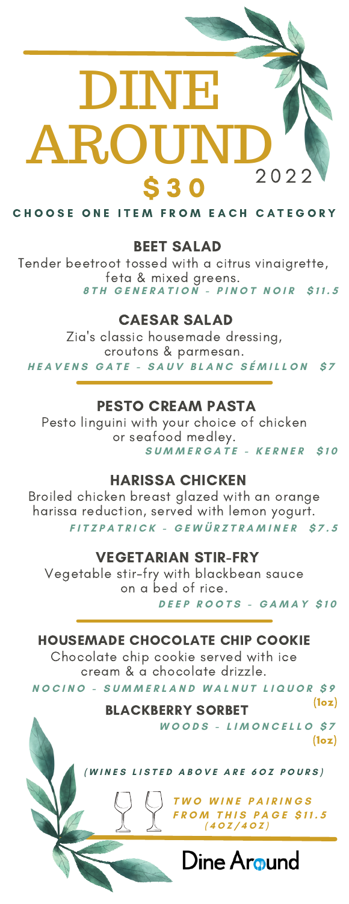# DINE AROUND

**$30** 2022

**CHOOSE ONE ITEM FROM EACH CATEGORY**

### BEET SALAD

Tender beetroot tossed with a citrus vinaigrette, feta & mixed greens.

*8TH GENERATION - PINOT NOIR $11.5*

### CAESAR SALAD

Zia's classic housemade dressing, croutons & parmesan.

*HEAVENS GATE - SAUV BLANC SÉMILLON $7*

---

### PESTO CREAM PASTA

Pesto linguini with your choice of chicken or seafood medley.

*SUMMERGATE - KERNER $10*

### HARISSA CHICKEN

Broiled chicken breast glazed with an orange harissa reduction, served with lemon yogurt.

*FITZPATRICK - GEWÜRZTRAMINER $7.5*

### VEGETARIAN STIR-FRY

Vegetable stir-fry with blackbean sauce on a bed of rice.

*DEEP ROOTS - GAMAY $10*

---

### HOUSEMADE CHOCOLATE CHIP COOKIE

Chocolate chip cookie served with ice cream & a chocolate drizzle.

*NOCINO - SUMMERLAND WALNUT LIQUOR $9* (1oz)

### BLACKBERRY SORBET

*WOODS - LIMONCELLO $7* (1oz)

*(WINES LISTED ABOVE ARE 6OZ POURS)*

*TWO WINE PAIRINGS FROM THIS PAGE $11.5 (4OZ/4OZ)*

Dine Around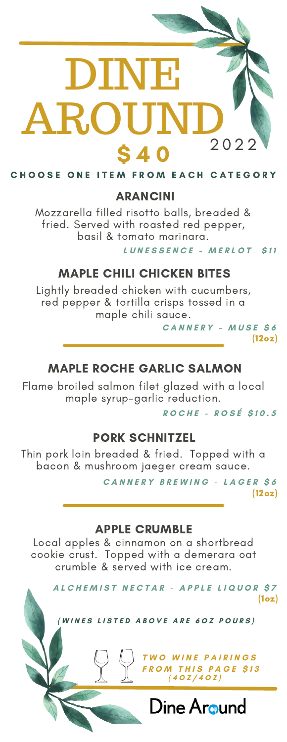# DINE AROUND 2022

## $40

CHOOSE ONE ITEM FROM EACH CATEGORY

### ARANCINI

Mozzarella filled risotto balls, breaded & fried. Served with roasted red pepper, basil & tomato marinara.

***LUNESSENCE - MERLOT $11***

### MAPLE CHILI CHICKEN BITES

Lightly breaded chicken with cucumbers, red pepper & tortilla crisps tossed in a maple chili sauce.

***CANNERY - MUSE $6*** **(12oz)**

---

### MAPLE ROCHE GARLIC SALMON

Flame broiled salmon filet glazed with a local maple syrup-garlic reduction.

***ROCHE - ROSÉ $10.5***

### PORK SCHNITZEL

Thin pork loin breaded & fried. Topped with a bacon & mushroom jaeger cream sauce.

***CANNERY BREWING - LAGER $6*** **(12oz)**

---

### APPLE CRUMBLE

Local apples & cinnamon on a shortbread cookie crust. Topped with a demerara oat crumble & served with ice cream.

***ALCHEMIST NECTAR - APPLE LIQUOR $7*** **(1oz)**

*(WINES LISTED ABOVE ARE 6OZ POURS)*

***TWO WINE PAIRINGS FROM THIS PAGE $13 (4OZ/4OZ)***

Dine Around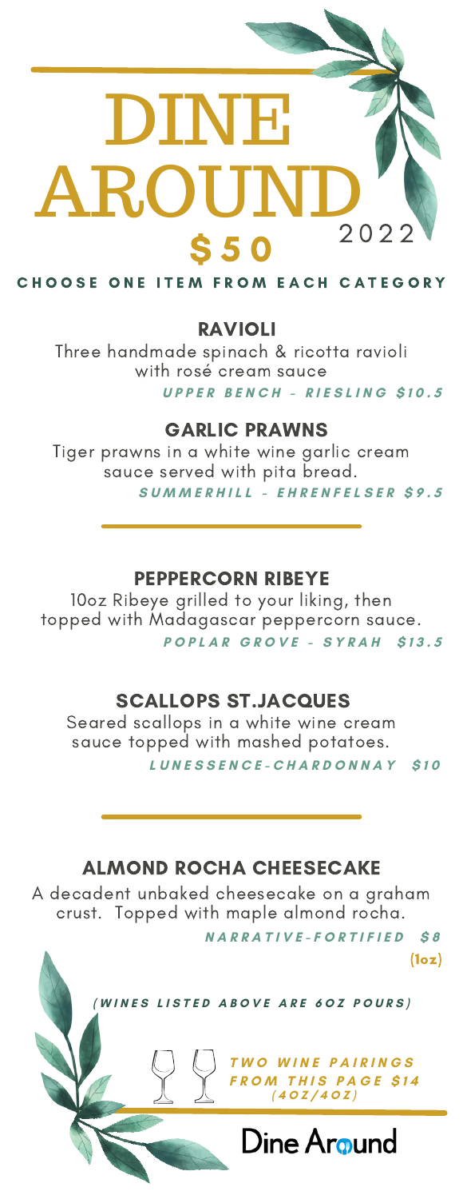# DINE AROUND

2022

$50

**CHOOSE ONE ITEM FROM EACH CATEGORY**

## RAVIOLI

Three handmade spinach & ricotta ravioli with rosé cream sauce

*UPPER BENCH - RIESLING $10.5*

## GARLIC PRAWNS

Tiger prawns in a white wine garlic cream sauce served with pita bread.

*SUMMERHILL - EHRENFELSER $9.5*

## PEPPERCORN RIBEYE

10oz Ribeye grilled to your liking, then topped with Madagascar peppercorn sauce.

*POPLAR GROVE - SYRAH $13.5*

## SCALLOPS ST.JACQUES

Seared scallops in a white wine cream sauce topped with mashed potatoes.

*LUNESSENCE-CHARDONNAY $10*

## ALMOND ROCHA CHEESECAKE

A decadent unbaked cheesecake on a graham crust. Topped with maple almond rocha.

*NARRATIVE-FORTIFIED $8*

**(1oz)**

*(WINES LISTED ABOVE ARE 6OZ POURS)*

*TWO WINE PAIRINGS FROM THIS PAGE $14 (4OZ/4OZ)*

Dine Around